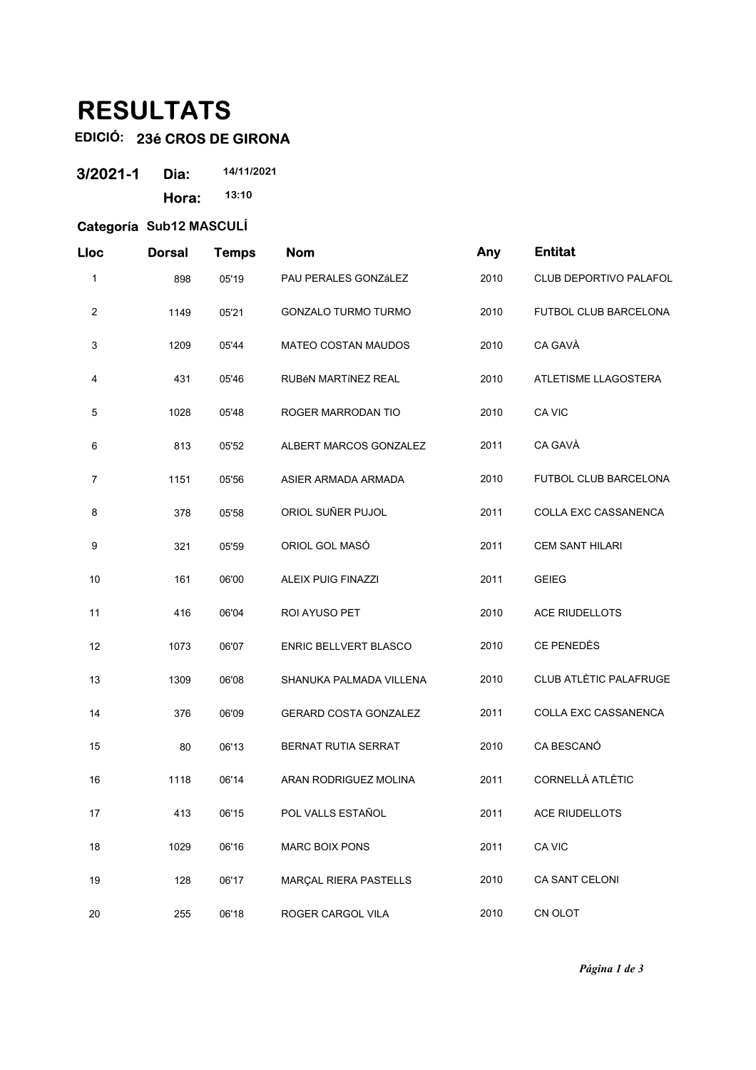# RESULTATS

**EDICIÓ: 23é CROS DE GIRONA**

**3/2021-1** **Dia:** 14/11/2021
**Hora:** 13:10

**Categoría Sub12 MASCULÍ**

| Lloc | Dorsal | Temps | Nom | Any | Entitat |
|---|---|---|---|---|---|
| 1 | 898 | 05'19 | PAU PERALES GONZáLEZ | 2010 | CLUB DEPORTIVO PALAFOL |
| 2 | 1149 | 05'21 | GONZALO TURMO TURMO | 2010 | FUTBOL CLUB BARCELONA |
| 3 | 1209 | 05'44 | MATEO COSTAN MAUDOS | 2010 | CA GAVÀ |
| 4 | 431 | 05'46 | RUBéN MARTíNEZ REAL | 2010 | ATLETISME LLAGOSTERA |
| 5 | 1028 | 05'48 | ROGER MARRODAN TIO | 2010 | CA VIC |
| 6 | 813 | 05'52 | ALBERT MARCOS GONZALEZ | 2011 | CA GAVÀ |
| 7 | 1151 | 05'56 | ASIER ARMADA ARMADA | 2010 | FUTBOL CLUB BARCELONA |
| 8 | 378 | 05'58 | ORIOL SUÑER PUJOL | 2011 | COLLA EXC CASSANENCA |
| 9 | 321 | 05'59 | ORIOL GOL MASÓ | 2011 | CEM SANT HILARI |
| 10 | 161 | 06'00 | ALEIX PUIG FINAZZI | 2011 | GEIEG |
| 11 | 416 | 06'04 | ROI AYUSO PET | 2010 | ACE RIUDELLOTS |
| 12 | 1073 | 06'07 | ENRIC BELLVERT BLASCO | 2010 | CE PENEDÈS |
| 13 | 1309 | 06'08 | SHANUKA PALMADA VILLENA | 2010 | CLUB ATLÈTIC PALAFRUGE |
| 14 | 376 | 06'09 | GERARD COSTA GONZALEZ | 2011 | COLLA EXC CASSANENCA |
| 15 | 80 | 06'13 | BERNAT RUTIA SERRAT | 2010 | CA BESCANÓ |
| 16 | 1118 | 06'14 | ARAN RODRIGUEZ MOLINA | 2011 | CORNELLÀ ATLÈTIC |
| 17 | 413 | 06'15 | POL VALLS ESTAÑOL | 2011 | ACE RIUDELLOTS |
| 18 | 1029 | 06'16 | MARC BOIX PONS | 2011 | CA VIC |
| 19 | 128 | 06'17 | MARÇAL RIERA PASTELLS | 2010 | CA SANT CELONI |
| 20 | 255 | 06'18 | ROGER CARGOL VILA | 2010 | CN OLOT |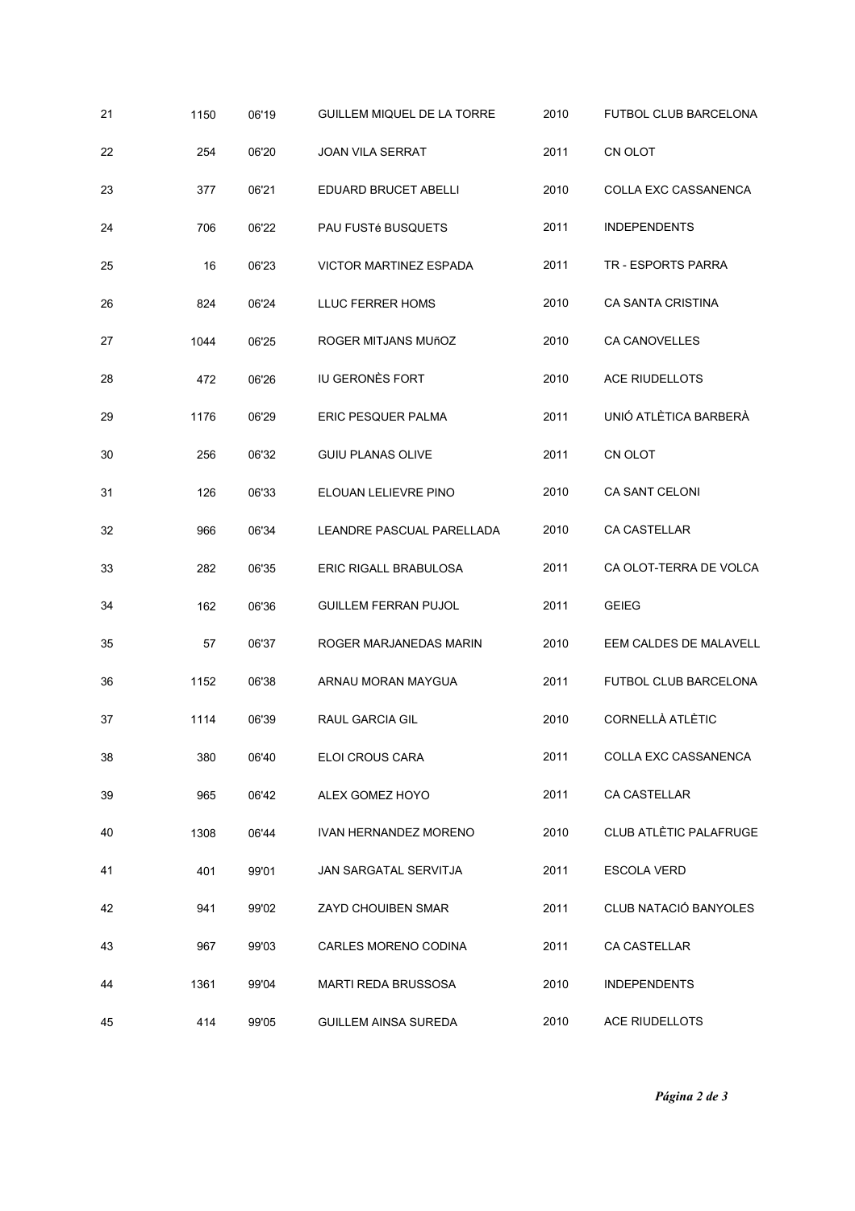| | | | | | |
|---|---|---|---|---|---|
| 21 | 1150 | 06'19 | GUILLEM MIQUEL DE LA TORRE | 2010 | FUTBOL CLUB BARCELONA |
| 22 | 254 | 06'20 | JOAN VILA SERRAT | 2011 | CN OLOT |
| 23 | 377 | 06'21 | EDUARD BRUCET ABELLI | 2010 | COLLA EXC CASSANENCA |
| 24 | 706 | 06'22 | PAU FUSTé BUSQUETS | 2011 | INDEPENDENTS |
| 25 | 16 | 06'23 | VICTOR MARTINEZ ESPADA | 2011 | TR - ESPORTS PARRA |
| 26 | 824 | 06'24 | LLUC FERRER HOMS | 2010 | CA SANTA CRISTINA |
| 27 | 1044 | 06'25 | ROGER MITJANS MUñOZ | 2010 | CA CANOVELLES |
| 28 | 472 | 06'26 | IU GERONÈS FORT | 2010 | ACE RIUDELLOTS |
| 29 | 1176 | 06'29 | ERIC PESQUER PALMA | 2011 | UNIÓ ATLÈTICA BARBERÀ |
| 30 | 256 | 06'32 | GUIU PLANAS OLIVE | 2011 | CN OLOT |
| 31 | 126 | 06'33 | ELOUAN LELIEVRE PINO | 2010 | CA SANT CELONI |
| 32 | 966 | 06'34 | LEANDRE PASCUAL PARELLADA | 2010 | CA CASTELLAR |
| 33 | 282 | 06'35 | ERIC RIGALL BRABULOSA | 2011 | CA OLOT-TERRA DE VOLCA |
| 34 | 162 | 06'36 | GUILLEM FERRAN PUJOL | 2011 | GEIEG |
| 35 | 57 | 06'37 | ROGER MARJANEDAS MARIN | 2010 | EEM CALDES DE MALAVELL |
| 36 | 1152 | 06'38 | ARNAU MORAN MAYGUA | 2011 | FUTBOL CLUB BARCELONA |
| 37 | 1114 | 06'39 | RAUL GARCIA GIL | 2010 | CORNELLÀ ATLÈTIC |
| 38 | 380 | 06'40 | ELOI CROUS CARA | 2011 | COLLA EXC CASSANENCA |
| 39 | 965 | 06'42 | ALEX GOMEZ HOYO | 2011 | CA CASTELLAR |
| 40 | 1308 | 06'44 | IVAN HERNANDEZ MORENO | 2010 | CLUB ATLÈTIC PALAFRUGE |
| 41 | 401 | 99'01 | JAN SARGATAL SERVITJA | 2011 | ESCOLA VERD |
| 42 | 941 | 99'02 | ZAYD CHOUIBEN SMAR | 2011 | CLUB NATACIÓ BANYOLES |
| 43 | 967 | 99'03 | CARLES MORENO CODINA | 2011 | CA CASTELLAR |
| 44 | 1361 | 99'04 | MARTI REDA BRUSSOSA | 2010 | INDEPENDENTS |
| 45 | 414 | 99'05 | GUILLEM AINSA SUREDA | 2010 | ACE RIUDELLOTS |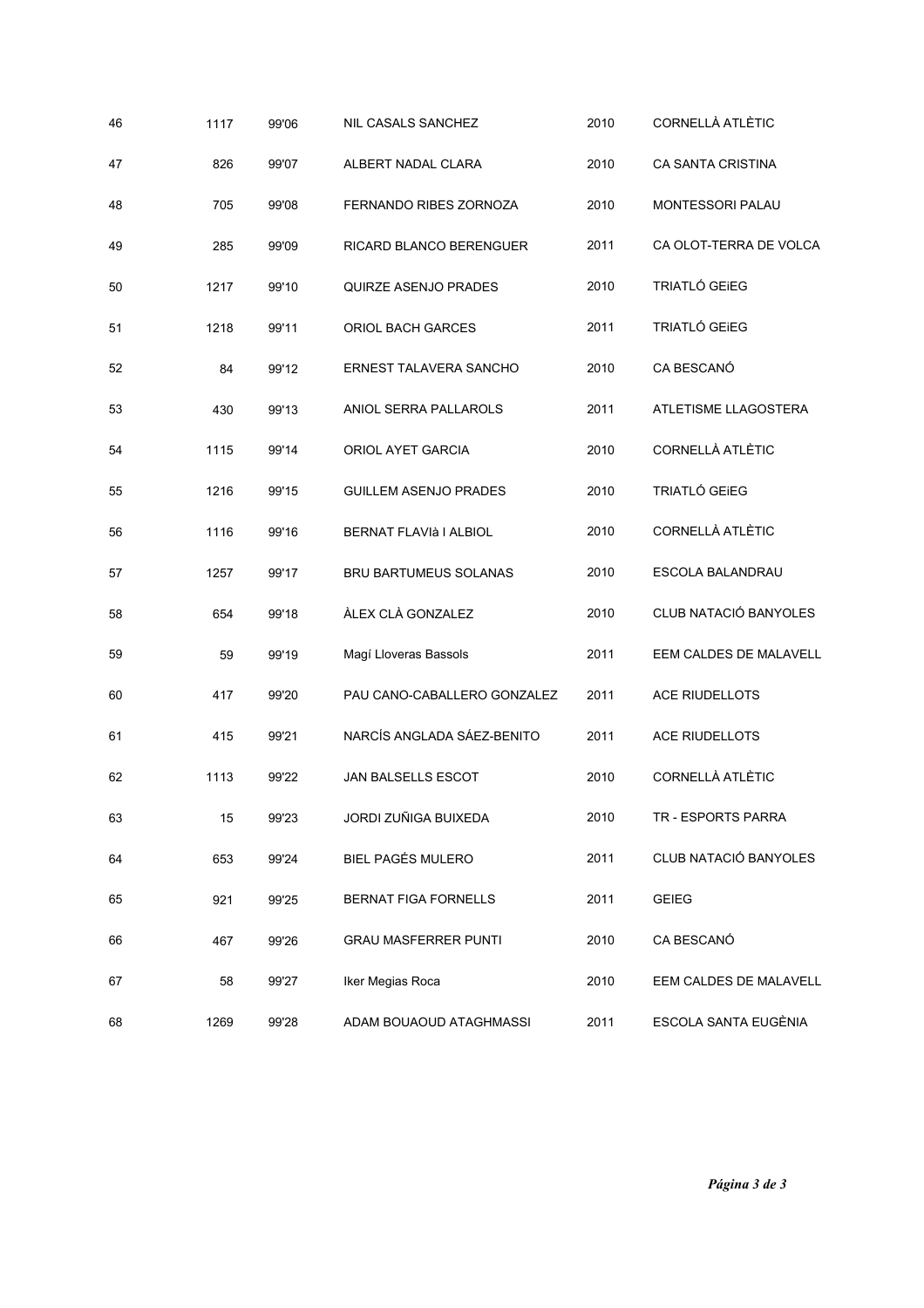| | | | | | |
|---|---|---|---|---|---|
| 46 | 1117 | 99'06 | NIL CASALS SANCHEZ | 2010 | CORNELLÀ ATLÈTIC |
| 47 | 826 | 99'07 | ALBERT NADAL CLARA | 2010 | CA SANTA CRISTINA |
| 48 | 705 | 99'08 | FERNANDO RIBES ZORNOZA | 2010 | MONTESSORI PALAU |
| 49 | 285 | 99'09 | RICARD BLANCO BERENGUER | 2011 | CA OLOT-TERRA DE VOLCA |
| 50 | 1217 | 99'10 | QUIRZE ASENJO PRADES | 2010 | TRIATLÓ GEiEG |
| 51 | 1218 | 99'11 | ORIOL BACH GARCES | 2011 | TRIATLÓ GEiEG |
| 52 | 84 | 99'12 | ERNEST TALAVERA SANCHO | 2010 | CA BESCANÓ |
| 53 | 430 | 99'13 | ANIOL SERRA PALLAROLS | 2011 | ATLETISME LLAGOSTERA |
| 54 | 1115 | 99'14 | ORIOL AYET GARCIA | 2010 | CORNELLÀ ATLÈTIC |
| 55 | 1216 | 99'15 | GUILLEM ASENJO PRADES | 2010 | TRIATLÓ GEiEG |
| 56 | 1116 | 99'16 | BERNAT FLAVIà I ALBIOL | 2010 | CORNELLÀ ATLÈTIC |
| 57 | 1257 | 99'17 | BRU BARTUMEUS SOLANAS | 2010 | ESCOLA BALANDRAU |
| 58 | 654 | 99'18 | ÀLEX CLÀ GONZALEZ | 2010 | CLUB NATACIÓ BANYOLES |
| 59 | 59 | 99'19 | Magí Lloveras Bassols | 2011 | EEM CALDES DE MALAVELL |
| 60 | 417 | 99'20 | PAU CANO-CABALLERO GONZALEZ | 2011 | ACE RIUDELLOTS |
| 61 | 415 | 99'21 | NARCÍS ANGLADA SÁEZ-BENITO | 2011 | ACE RIUDELLOTS |
| 62 | 1113 | 99'22 | JAN BALSELLS ESCOT | 2010 | CORNELLÀ ATLÈTIC |
| 63 | 15 | 99'23 | JORDI ZUÑIGA BUIXEDA | 2010 | TR - ESPORTS PARRA |
| 64 | 653 | 99'24 | BIEL PAGÉS MULERO | 2011 | CLUB NATACIÓ BANYOLES |
| 65 | 921 | 99'25 | BERNAT FIGA FORNELLS | 2011 | GEIEG |
| 66 | 467 | 99'26 | GRAU MASFERRER PUNTI | 2010 | CA BESCANÓ |
| 67 | 58 | 99'27 | Iker Megias Roca | 2010 | EEM CALDES DE MALAVELL |
| 68 | 1269 | 99'28 | ADAM BOUAOUD ATAGHMASSI | 2011 | ESCOLA SANTA EUGÈNIA |